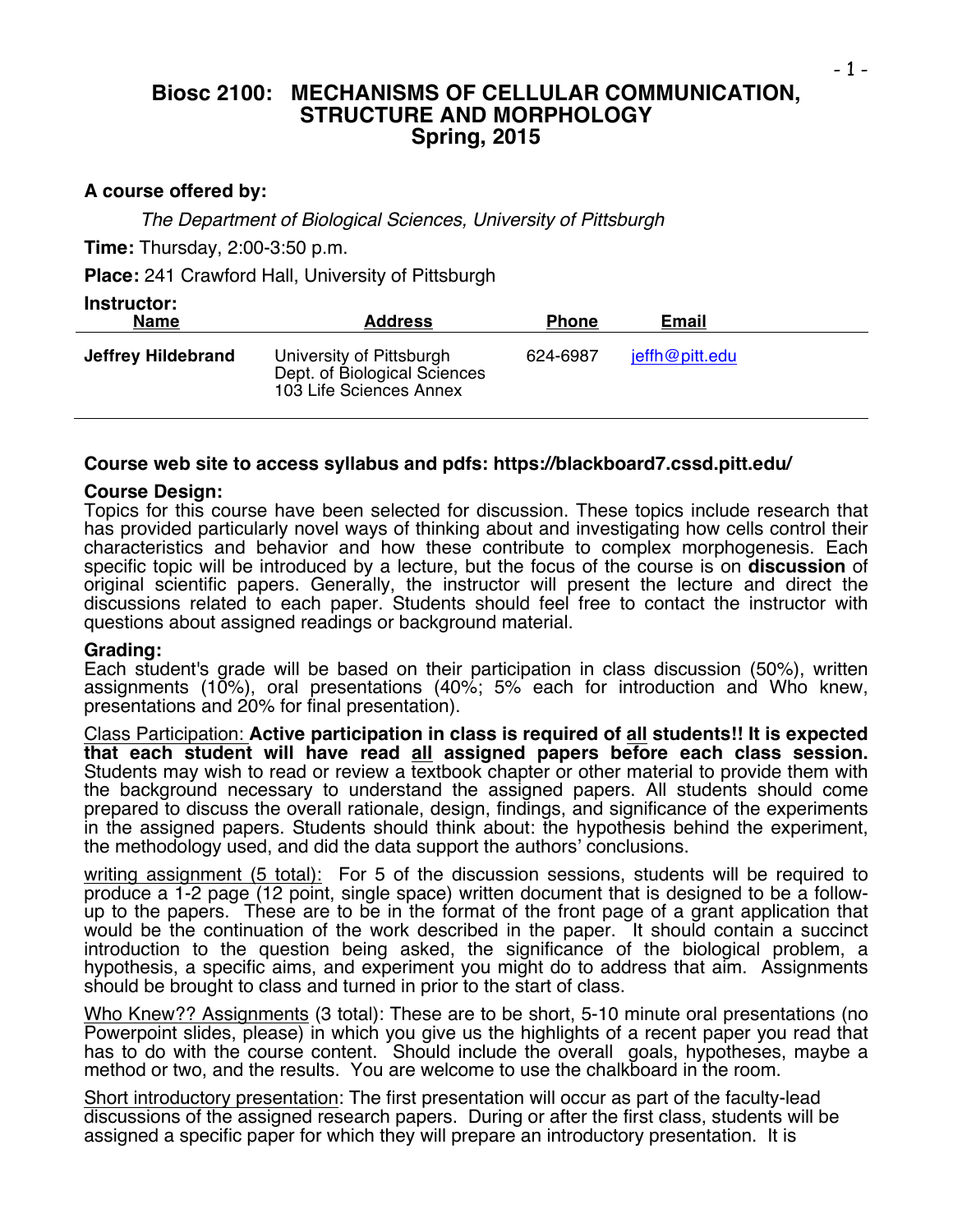# Biosc 2100: MECHANISMS OF CELLULAR COMMUNICATION, STRUCTURE AND MORPHOLOGY
## Spring, 2015

**A course offered by:**

*The Department of Biological Sciences, University of Pittsburgh*

**Time:** Thursday, 2:00-3:50 p.m.

**Place:** 241 Crawford Hall, University of Pittsburgh

**Instructor:**

| Name | Address | Phone | Email |
|---|---|---|---|
| **Jeffrey Hildebrand** | University of Pittsburgh<br>Dept. of Biological Sciences<br>103 Life Sciences Annex | 624-6987 | jeffh@pitt.edu |

**Course web site to access syllabus and pdfs: https://blackboard7.cssd.pitt.edu/**

**Course Design:**
Topics for this course have been selected for discussion. These topics include research that has provided particularly novel ways of thinking about and investigating how cells control their characteristics and behavior and how these contribute to complex morphogenesis. Each specific topic will be introduced by a lecture, but the focus of the course is on **discussion** of original scientific papers. Generally, the instructor will present the lecture and direct the discussions related to each paper. Students should feel free to contact the instructor with questions about assigned readings or background material.

**Grading:**
Each student's grade will be based on their participation in class discussion (50%), written assignments (10%), oral presentations (40%; 5% each for introduction and Who knew, presentations and 20% for final presentation).

<u>Class Participation:</u> **Active participation in class is required of <u>all</u> students!! It is expected that each student will have read <u>all</u> assigned papers before each class session.** Students may wish to read or review a textbook chapter or other material to provide them with the background necessary to understand the assigned papers. All students should come prepared to discuss the overall rationale, design, findings, and significance of the experiments in the assigned papers. Students should think about: the hypothesis behind the experiment, the methodology used, and did the data support the authors' conclusions.

<u>writing assignment (5 total):</u> For 5 of the discussion sessions, students will be required to produce a 1-2 page (12 point, single space) written document that is designed to be a follow-up to the papers. These are to be in the format of the front page of a grant application that would be the continuation of the work described in the paper. It should contain a succinct introduction to the question being asked, the significance of the biological problem, a hypothesis, a specific aims, and experiment you might do to address that aim. Assignments should be brought to class and turned in prior to the start of class.

<u>Who Knew?? Assignments</u> (3 total): These are to be short, 5-10 minute oral presentations (no Powerpoint slides, please) in which you give us the highlights of a recent paper you read that has to do with the course content. Should include the overall goals, hypotheses, maybe a method or two, and the results. You are welcome to use the chalkboard in the room.

<u>Short introductory presentation</u>: The first presentation will occur as part of the faculty-lead discussions of the assigned research papers. During or after the first class, students will be assigned a specific paper for which they will prepare an introductory presentation. It is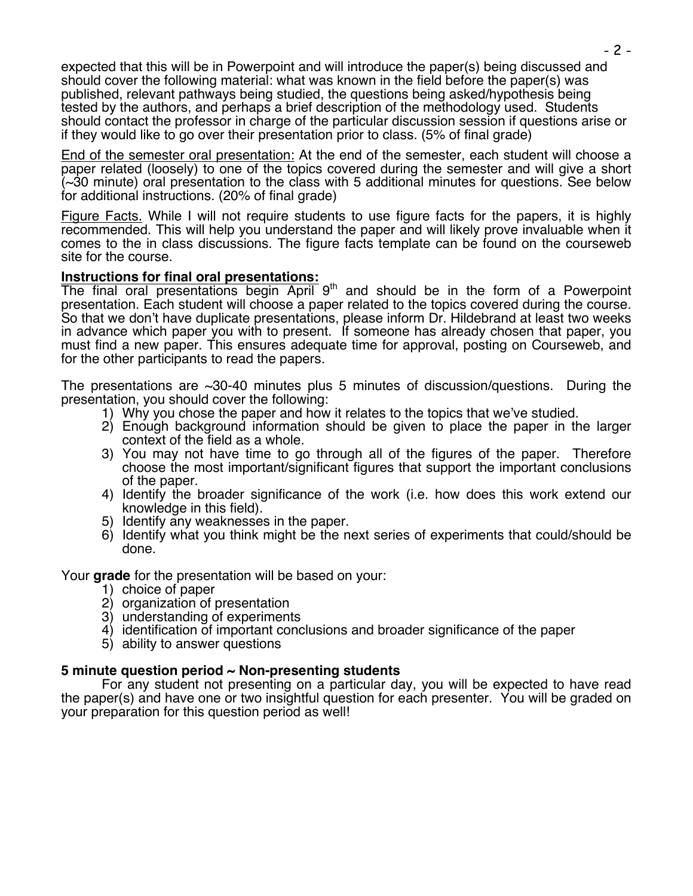expected that this will be in Powerpoint and will introduce the paper(s) being discussed and should cover the following material: what was known in the field before the paper(s) was published, relevant pathways being studied, the questions being asked/hypothesis being tested by the authors, and perhaps a brief description of the methodology used. Students should contact the professor in charge of the particular discussion session if questions arise or if they would like to go over their presentation prior to class. (5% of final grade)

<u>End of the semester oral presentation:</u> At the end of the semester, each student will choose a paper related (loosely) to one of the topics covered during the semester and will give a short (~30 minute) oral presentation to the class with 5 additional minutes for questions. See below for additional instructions. (20% of final grade)

<u>Figure Facts.</u> While I will not require students to use figure facts for the papers, it is highly recommended. This will help you understand the paper and will likely prove invaluable when it comes to the in class discussions. The figure facts template can be found on the courseweb site for the course.

**<u>Instructions for final oral presentations:</u>**
The final oral presentations begin April 9th and should be in the form of a Powerpoint presentation. Each student will choose a paper related to the topics covered during the course. So that we don't have duplicate presentations, please inform Dr. Hildebrand at least two weeks in advance which paper you with to present. If someone has already chosen that paper, you must find a new paper. This ensures adequate time for approval, posting on Courseweb, and for the other participants to read the papers.

The presentations are ~30-40 minutes plus 5 minutes of discussion/questions. During the presentation, you should cover the following:

1) Why you chose the paper and how it relates to the topics that we've studied.
2) Enough background information should be given to place the paper in the larger context of the field as a whole.
3) You may not have time to go through all of the figures of the paper. Therefore choose the most important/significant figures that support the important conclusions of the paper.
4) Identify the broader significance of the work (i.e. how does this work extend our knowledge in this field).
5) Identify any weaknesses in the paper.
6) Identify what you think might be the next series of experiments that could/should be done.

Your **grade** for the presentation will be based on your:

1) choice of paper
2) organization of presentation
3) understanding of experiments
4) identification of important conclusions and broader significance of the paper
5) ability to answer questions

**5 minute question period ~ Non-presenting students**

For any student not presenting on a particular day, you will be expected to have read the paper(s) and have one or two insightful question for each presenter. You will be graded on your preparation for this question period as well!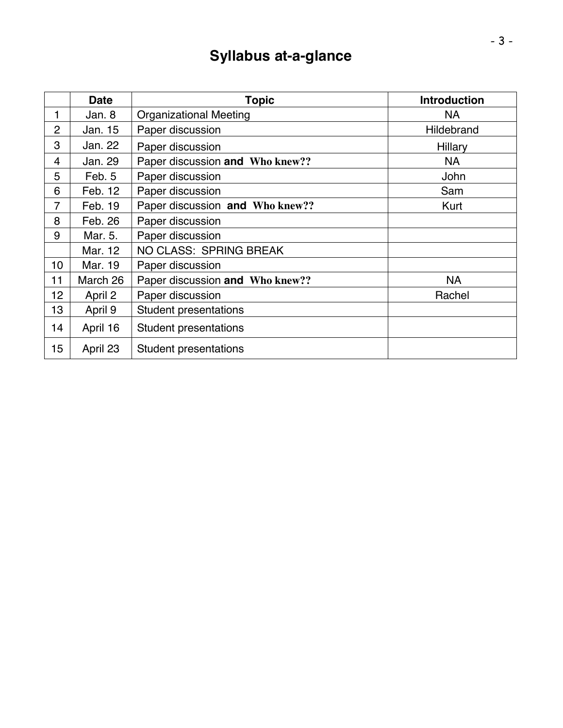# Syllabus at-a-glance

| | Date | Topic | Introduction |
|---|---|---|---|
| 1 | Jan. 8 | Organizational Meeting | NA |
| 2 | Jan. 15 | Paper discussion | Hildebrand |
| 3 | Jan. 22 | Paper discussion | Hillary |
| 4 | Jan. 29 | Paper discussion **and Who knew??** | NA |
| 5 | Feb. 5 | Paper discussion | John |
| 6 | Feb. 12 | Paper discussion | Sam |
| 7 | Feb. 19 | Paper discussion **and Who knew??** | Kurt |
| 8 | Feb. 26 | Paper discussion | |
| 9 | Mar. 5. | Paper discussion | |
| | Mar. 12 | NO CLASS: SPRING BREAK | |
| 10 | Mar. 19 | Paper discussion | |
| 11 | March 26 | Paper discussion **and Who knew??** | NA |
| 12 | April 2 | Paper discussion | Rachel |
| 13 | April 9 | Student presentations | |
| 14 | April 16 | Student presentations | |
| 15 | April 23 | Student presentations | |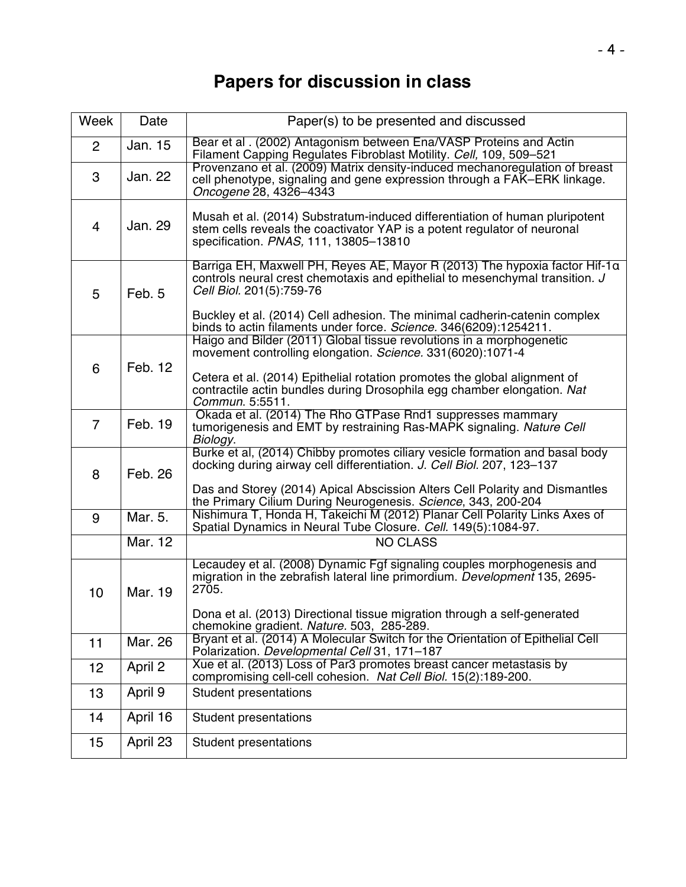# Papers for discussion in class

| Week | Date | Paper(s) to be presented and discussed |
|---|---|---|
| 2 | Jan. 15 | Bear et al . (2002) Antagonism between Ena/VASP Proteins and Actin Filament Capping Regulates Fibroblast Motility. *Cell,* 109, 509–521 |
| 3 | Jan. 22 | Provenzano et al. (2009) Matrix density-induced mechanoregulation of breast cell phenotype, signaling and gene expression through a FAK–ERK linkage. *Oncogene* 28, 4326–4343 |
| 4 | Jan. 29 | Musah et al. (2014) Substratum-induced differentiation of human pluripotent stem cells reveals the coactivator YAP is a potent regulator of neuronal specification. *PNAS,* 111, 13805–13810 |
| 5 | Feb. 5 | Barriga EH, Maxwell PH, Reyes AE, Mayor R (2013) The hypoxia factor Hif-1α controls neural crest chemotaxis and epithelial to mesenchymal transition. *J Cell Biol.* 201(5):759-76<br><br>Buckley et al. (2014) Cell adhesion. The minimal cadherin-catenin complex binds to actin filaments under force. *Science.* 346(6209):1254211. |
| 6 | Feb. 12 | Haigo and Bilder (2011) Global tissue revolutions in a morphogenetic movement controlling elongation. *Science.* 331(6020):1071-4<br><br>Cetera et al. (2014) Epithelial rotation promotes the global alignment of contractile actin bundles during Drosophila egg chamber elongation. *Nat Commun.* 5:5511. |
| 7 | Feb. 19 | Okada et al. (2014) The Rho GTPase Rnd1 suppresses mammary tumorigenesis and EMT by restraining Ras-MAPK signaling. *Nature Cell Biology*. |
| 8 | Feb. 26 | Burke et al, (2014) Chibby promotes ciliary vesicle formation and basal body docking during airway cell differentiation. *J. Cell Biol.* 207, 123–137<br><br>Das and Storey (2014) Apical Abscission Alters Cell Polarity and Dismantles the Primary Cilium During Neurogenesis. *Science*, 343, 200-204 |
| 9 | Mar. 5. | Nishimura T, Honda H, Takeichi M (2012) Planar Cell Polarity Links Axes of Spatial Dynamics in Neural Tube Closure. *Cell.* 149(5):1084-97. |
| | Mar. 12 | NO CLASS |
| 10 | Mar. 19 | Lecaudey et al. (2008) Dynamic Fgf signaling couples morphogenesis and migration in the zebrafish lateral line primordium. *Development* 135, 2695-2705.<br><br>Dona et al. (2013) Directional tissue migration through a self-generated chemokine gradient. *Nature.* 503, 285-289. |
| 11 | Mar. 26 | Bryant et al. (2014) A Molecular Switch for the Orientation of Epithelial Cell Polarization. *Developmental Cell* 31, 171–187 |
| 12 | April 2 | Xue et al. (2013) Loss of Par3 promotes breast cancer metastasis by compromising cell-cell cohesion. *Nat Cell Biol.* 15(2):189-200. |
| 13 | April 9 | Student presentations |
| 14 | April 16 | Student presentations |
| 15 | April 23 | Student presentations |